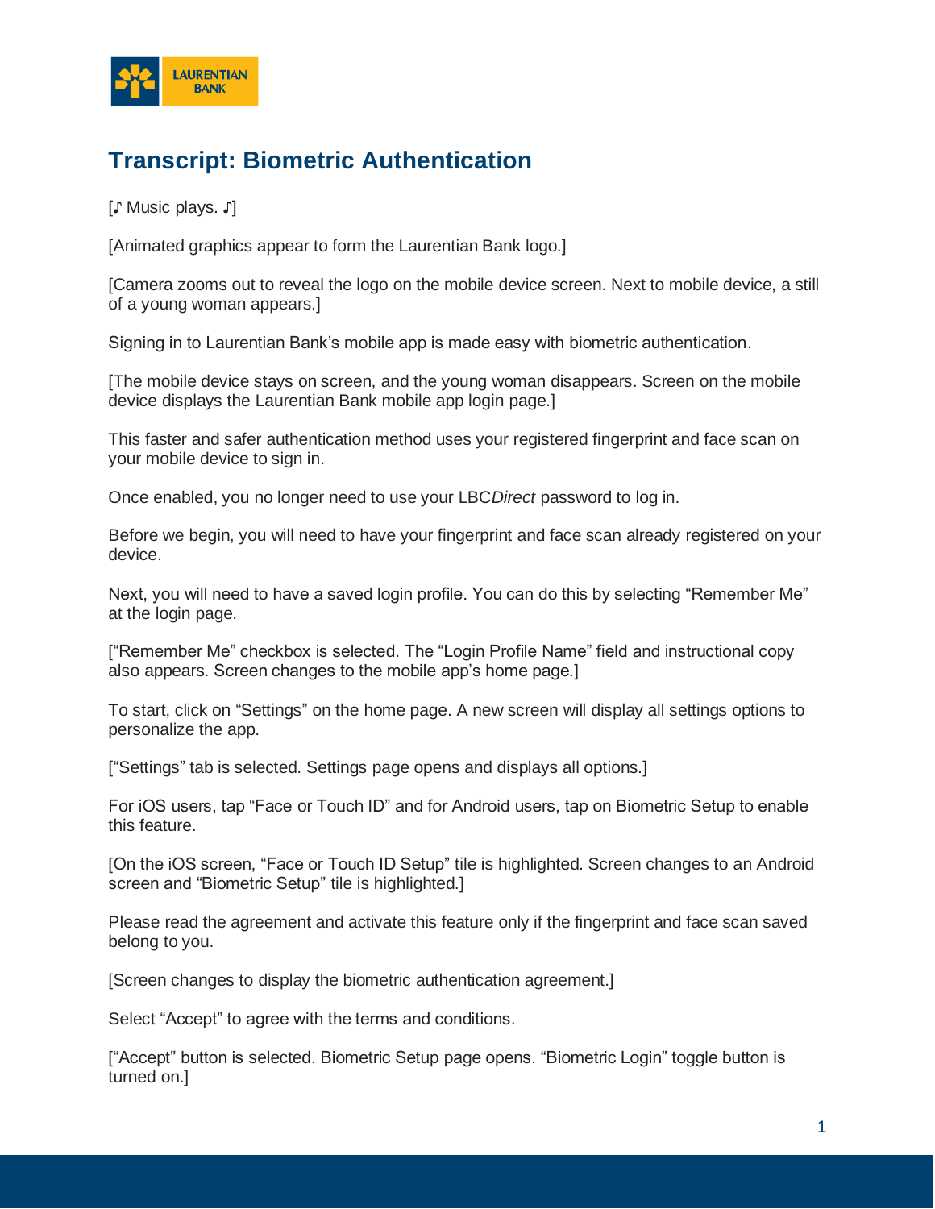# Transcript: Biometric Authentication

[♪ Music plays. ♪]

[Animated graphics appear to form the Laurentian Bank logo.]

[Camera zooms out to reveal the logo on the mobile device screen. Next to mobile device, a still of a young woman appears.]

Signing in to Laurentian Bank's mobile app is made easy with biometric authentication.

[The mobile device stays on screen, and the young woman disappears. Screen on the mobile device displays the Laurentian Bank mobile app login page.]

This faster and safer authentication method uses your registered fingerprint and face scan on your mobile device to sign in.

Once enabled, you no longer need to use your LBC*Direct* password to log in.

Before we begin, you will need to have your fingerprint and face scan already registered on your device.

Next, you will need to have a saved login profile. You can do this by selecting "Remember Me" at the login page.

["Remember Me" checkbox is selected. The "Login Profile Name" field and instructional copy also appears. Screen changes to the mobile app's home page.]

To start, click on "Settings" on the home page. A new screen will display all settings options to personalize the app.

["Settings" tab is selected. Settings page opens and displays all options.]

For iOS users, tap "Face or Touch ID" and for Android users, tap on Biometric Setup to enable this feature.

[On the iOS screen, "Face or Touch ID Setup" tile is highlighted. Screen changes to an Android screen and "Biometric Setup" tile is highlighted.]

Please read the agreement and activate this feature only if the fingerprint and face scan saved belong to you.

[Screen changes to display the biometric authentication agreement.]

Select "Accept" to agree with the terms and conditions.

["Accept" button is selected. Biometric Setup page opens. "Biometric Login" toggle button is turned on.]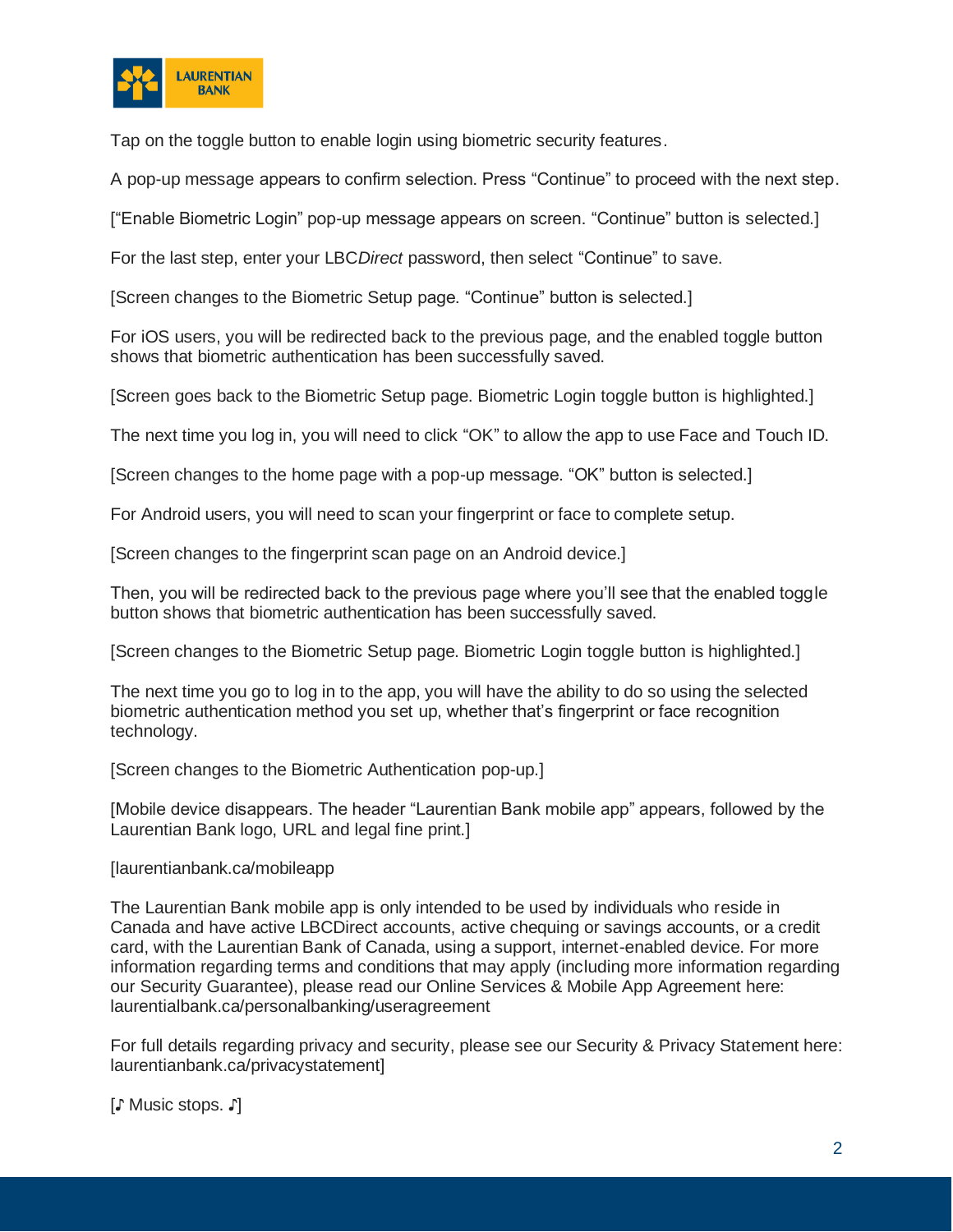Tap on the toggle button to enable login using biometric security features.

A pop-up message appears to confirm selection. Press “Continue” to proceed with the next step.

[“Enable Biometric Login” pop-up message appears on screen. “Continue” button is selected.]

For the last step, enter your LBC*Direct* password, then select “Continue” to save.

[Screen changes to the Biometric Setup page. “Continue” button is selected.]

For iOS users, you will be redirected back to the previous page, and the enabled toggle button shows that biometric authentication has been successfully saved.

[Screen goes back to the Biometric Setup page. Biometric Login toggle button is highlighted.]

The next time you log in, you will need to click “OK” to allow the app to use Face and Touch ID.

[Screen changes to the home page with a pop-up message. “OK” button is selected.]

For Android users, you will need to scan your fingerprint or face to complete setup.

[Screen changes to the fingerprint scan page on an Android device.]

Then, you will be redirected back to the previous page where you’ll see that the enabled toggle button shows that biometric authentication has been successfully saved.

[Screen changes to the Biometric Setup page. Biometric Login toggle button is highlighted.]

The next time you go to log in to the app, you will have the ability to do so using the selected biometric authentication method you set up, whether that’s fingerprint or face recognition technology.

[Screen changes to the Biometric Authentication pop-up.]

[Mobile device disappears. The header “Laurentian Bank mobile app” appears, followed by the Laurentian Bank logo, URL and legal fine print.]

[laurentianbank.ca/mobileapp

The Laurentian Bank mobile app is only intended to be used by individuals who reside in Canada and have active LBCDirect accounts, active chequing or savings accounts, or a credit card, with the Laurentian Bank of Canada, using a support, internet-enabled device. For more information regarding terms and conditions that may apply (including more information regarding our Security Guarantee), please read our Online Services & Mobile App Agreement here: laurentialbank.ca/personalbanking/useragreement

For full details regarding privacy and security, please see our Security & Privacy Statement here: laurentianbank.ca/privacystatement]

[♪ Music stops. ♫]